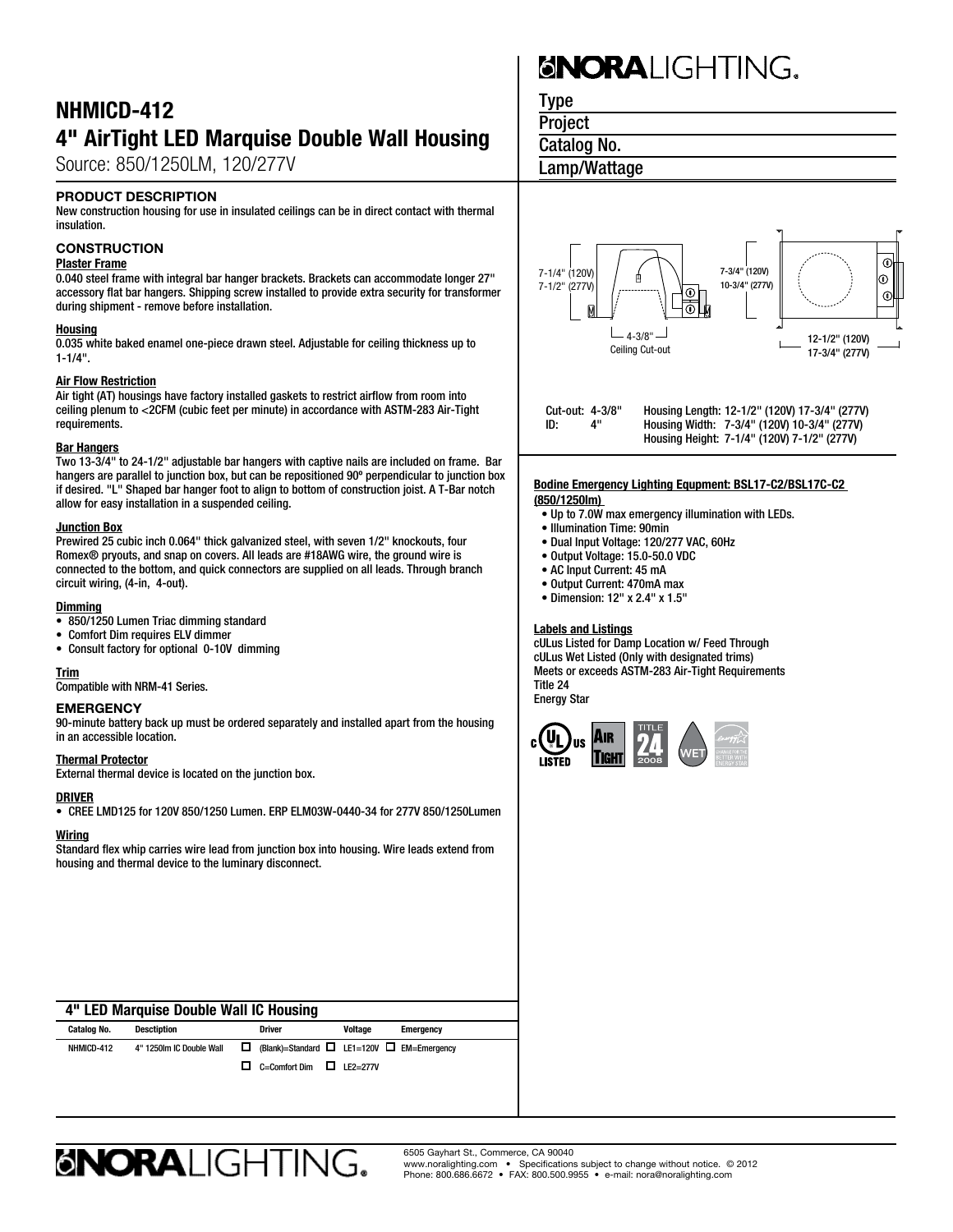# NHMICD-412
## 4" AirTight LED Marquise Double Wall Housing

Source: 850/1250LM, 120/277V

NORA LIGHTING

| | |
|---|---|
| Type | |
| Project | |
| Catalog No. | |
| Lamp/Wattage | |

### PRODUCT DESCRIPTION

New construction housing for use in insulated ceilings can be in direct contact with thermal insulation.

### CONSTRUCTION

**Plaster Frame**

0.040 steel frame with integral bar hanger brackets. Brackets can accommodate longer 27" accessory flat bar hangers. Shipping screw installed to provide extra security for transformer during shipment - remove before installation.

**Housing**

0.035 white baked enamel one-piece drawn steel. Adjustable for ceiling thickness up to 1-1/4".

**Air Flow Restriction**

Air tight (AT) housings have factory installed gaskets to restrict airflow from room into ceiling plenum to <2CFM (cubic feet per minute) in accordance with ASTM-283 Air-Tight requirements.

**Bar Hangers**

Two 13-3/4" to 24-1/2" adjustable bar hangers with captive nails are included on frame. Bar hangers are parallel to junction box, but can be repositioned 90º perpendicular to junction box if desired. "L" Shaped bar hanger foot to align to bottom of construction joist. A T-Bar notch allow for easy installation in a suspended ceiling.

**Junction Box**

Prewired 25 cubic inch 0.064" thick galvanized steel, with seven 1/2" knockouts, four Romex® pryouts, and snap on covers. All leads are #18AWG wire, the ground wire is connected to the bottom, and quick connectors are supplied on all leads. Through branch circuit wiring, (4-in, 4-out).

**Dimming**

- 850/1250 Lumen Triac dimming standard
- Comfort Dim requires ELV dimmer
- Consult factory for optional 0-10V dimming

**Trim**

Compatible with NRM-41 Series.

### EMERGENCY

90-minute battery back up must be ordered separately and installed apart from the housing in an accessible location.

**Thermal Protector**

External thermal device is located on the junction box.

**DRIVER**

- CREE LMD125 for 120V 850/1250 Lumen. ERP ELM03W-0440-34 for 277V 850/1250Lumen

**Wiring**

Standard flex whip carries wire lead from junction box into housing. Wire leads extend from housing and thermal device to the luminary disconnect.

7-1/4" (120V)
7-1/2" (277V)
4-3/8"
Ceiling Cut-out
7-3/4" (120V)
10-3/4" (277V)
12-1/2" (120V)
17-3/4" (277V)

Cut-out: 4-3/8" Housing Length: 12-1/2" (120V) 17-3/4" (277V)
ID: 4" Housing Width: 7-3/4" (120V) 10-3/4" (277V)
Housing Height: 7-1/4" (120V) 7-1/2" (277V)

**Bodine Emergency Lighting Equpment: BSL17-C2/BSL17C-C2 (850/1250lm)**

- Up to 7.0W max emergency illumination with LEDs.
- Illumination Time: 90min
- Dual Input Voltage: 120/277 VAC, 60Hz
- Output Voltage: 15.0-50.0 VDC
- AC Input Current: 45 mA
- Output Current: 470mA max
- Dimension: 12" x 2.4" x 1.5"

**Labels and Listings**

cULus Listed for Damp Location w/ Feed Through
cULus Wet Listed (Only with designated trims)
Meets or exceeds ASTM-283 Air-Tight Requirements
Title 24
Energy Star

### 4" LED Marquise Double Wall IC Housing

| Catalog No. | Desctiption | Driver | Voltage | Emergency |
|---|---|---|---|---|
| NHMICD-412 | 4" 1250lm IC Double Wall | ☐ (Blank)=Standard | ☐ LE1=120V | ☐ EM=Emergency |
| | | ☐ C=Comfort Dim | ☐ LE2=277V | |

NORA LIGHTING

6505 Gayhart St., Commerce, CA 90040
www.noralighting.com • Specifications subject to change without notice. © 2012
Phone: 800.686.6672 • FAX: 800.500.9955 • e-mail: nora@noralighting.com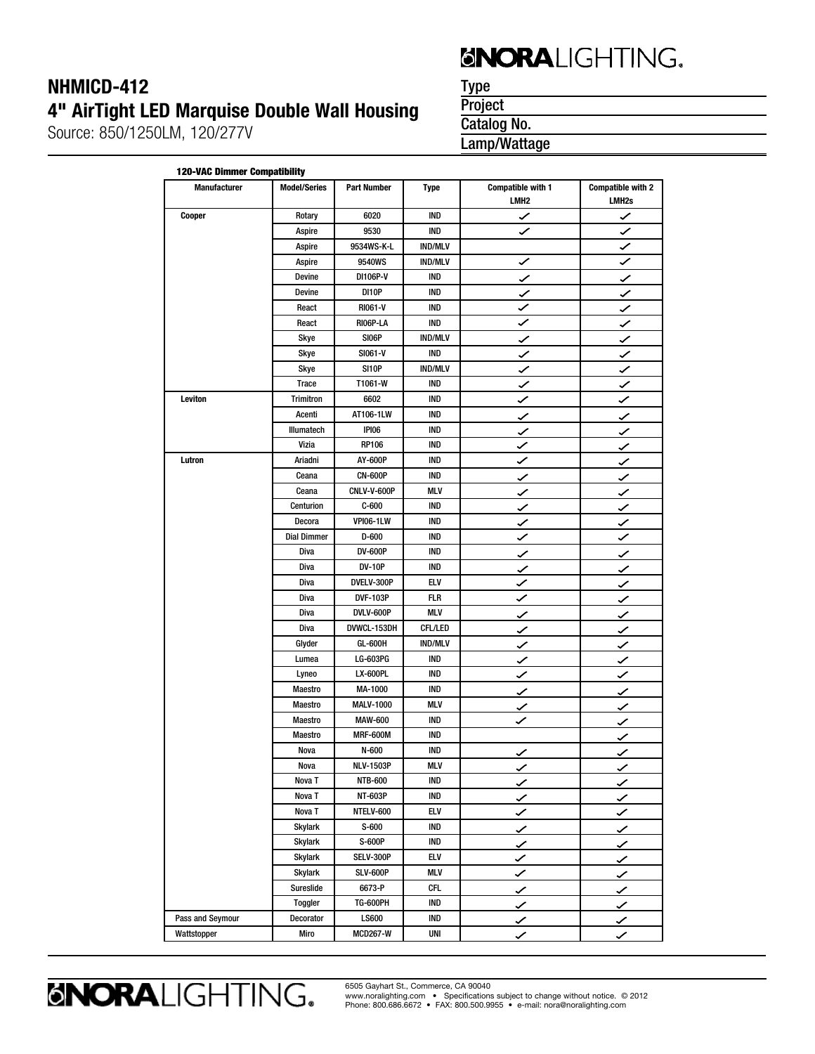# NHMICD-412

## 4" AirTight LED Marquise Double Wall Housing

Source: 850/1250LM, 120/277V

| Type | |
|---|---|
| Project | |
| Catalog No. | |
| Lamp/Wattage | |

**120-VAC Dimmer Compatibility**

| Manufacturer | Model/Series | Part Number | Type | Compatible with 1 LMH2 | Compatible with 2 LMH2s |
|---|---|---|---|---|---|
| Cooper | Rotary | 6020 | IND | ✓ | ✓ |
| | Aspire | 9530 | IND | ✓ | ✓ |
| | Aspire | 9534WS-K-L | IND/MLV | | ✓ |
| | Aspire | 9540WS | IND/MLV | ✓ | ✓ |
| | Devine | DI106P-V | IND | ✓ | ✓ |
| | Devine | DI10P | IND | ✓ | ✓ |
| | React | RI061-V | IND | ✓ | ✓ |
| | React | RI06P-LA | IND | ✓ | ✓ |
| | Skye | SI06P | IND/MLV | ✓ | ✓ |
| | Skye | SI061-V | IND | ✓ | ✓ |
| | Skye | SI10P | IND/MLV | ✓ | ✓ |
| | Trace | T1061-W | IND | ✓ | ✓ |
| Leviton | Trimitron | 6602 | IND | ✓ | ✓ |
| | Acenti | AT106-1LW | IND | ✓ | ✓ |
| | Illumatech | IPI06 | IND | ✓ | ✓ |
| | Vizia | RP106 | IND | ✓ | ✓ |
| Lutron | Ariadni | AY-600P | IND | ✓ | ✓ |
| | Ceana | CN-600P | IND | ✓ | ✓ |
| | Ceana | CNLV-V-600P | MLV | ✓ | ✓ |
| | Centurion | C-600 | IND | ✓ | ✓ |
| | Decora | VPI06-1LW | IND | ✓ | ✓ |
| | Dial Dimmer | D-600 | IND | ✓ | ✓ |
| | Diva | DV-600P | IND | ✓ | ✓ |
| | Diva | DV-10P | IND | ✓ | ✓ |
| | Diva | DVELV-300P | ELV | ✓ | ✓ |
| | Diva | DVF-103P | FLR | ✓ | ✓ |
| | Diva | DVLV-600P | MLV | ✓ | ✓ |
| | Diva | DVWCL-153DH | CFL/LED | ✓ | ✓ |
| | Glyder | GL-600H | IND/MLV | ✓ | ✓ |
| | Lumea | LG-603PG | IND | ✓ | ✓ |
| | Lyneo | LX-600PL | IND | ✓ | ✓ |
| | Maestro | MA-1000 | IND | ✓ | ✓ |
| | Maestro | MALV-1000 | MLV | ✓ | ✓ |
| | Maestro | MAW-600 | IND | ✓ | ✓ |
| | Maestro | MRF-600M | IND | | ✓ |
| | Nova | N-600 | IND | ✓ | ✓ |
| | Nova | NLV-1503P | MLV | ✓ | ✓ |
| | Nova T | NTB-600 | IND | ✓ | ✓ |
| | Nova T | NT-603P | IND | ✓ | ✓ |
| | Nova T | NTELV-600 | ELV | ✓ | ✓ |
| | Skylark | S-600 | IND | ✓ | ✓ |
| | Skylark | S-600P | IND | ✓ | ✓ |
| | Skylark | SELV-300P | ELV | ✓ | ✓ |
| | Skylark | SLV-600P | MLV | ✓ | ✓ |
| | Sureslide | 6673-P | CFL | ✓ | ✓ |
| | Toggler | TG-600PH | IND | ✓ | ✓ |
| Pass and Seymour | Decorator | LS600 | IND | ✓ | ✓ |
| Wattstopper | Miro | MCD267-W | UNI | ✓ | ✓ |

6505 Gayhart St., Commerce, CA 90040
www.noralighting.com • Specifications subject to change without notice. © 2012
Phone: 800.686.6672 • FAX: 800.500.9955 • e-mail: nora@noralighting.com